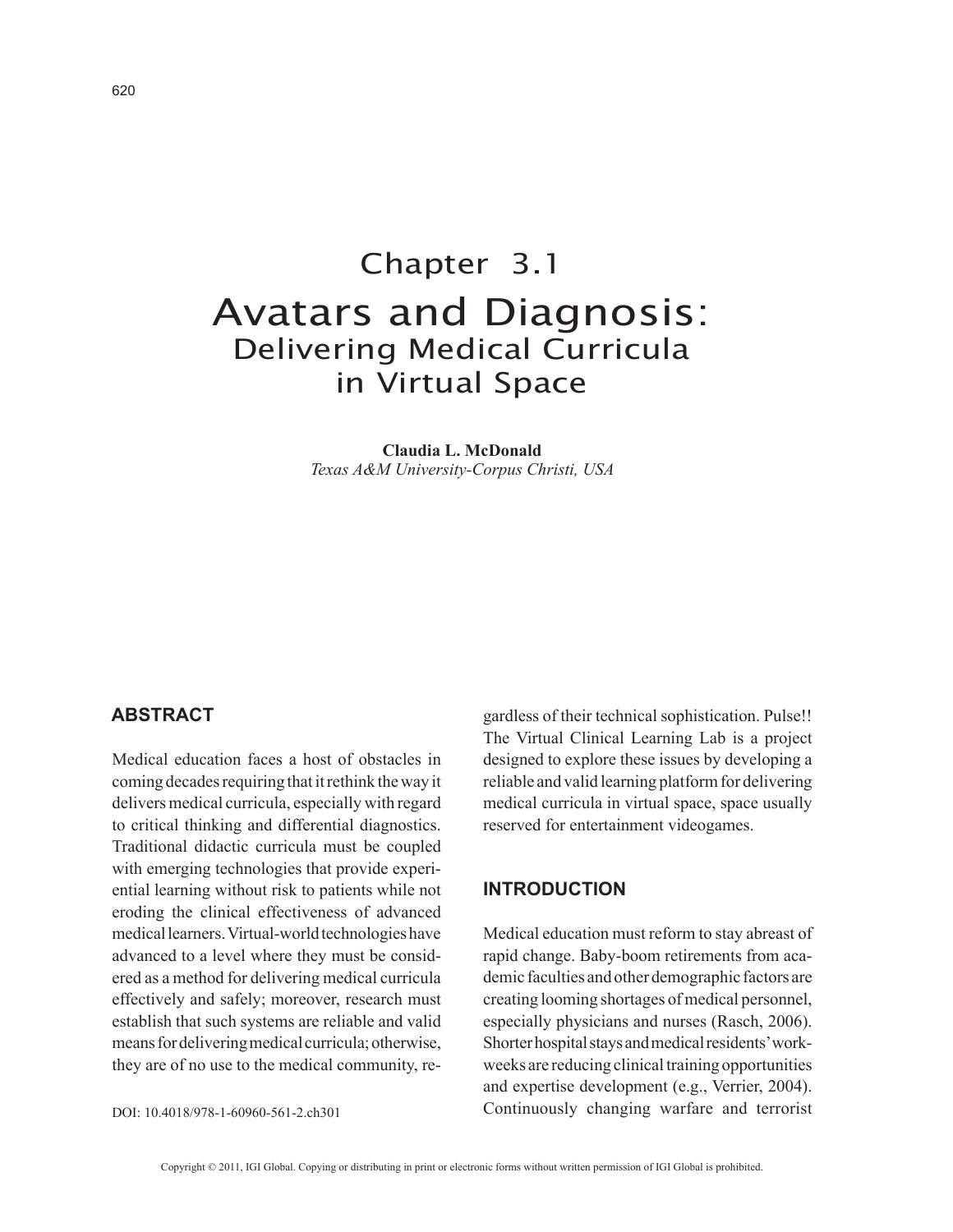# Chapter 3.1

# Avatars and Diagnosis: Delivering Medical Curricula in Virtual Space

**Claudia L. McDonald**
*Texas A&M University-Corpus Christi, USA*

## ABSTRACT

Medical education faces a host of obstacles in coming decades requiring that it rethink the way it delivers medical curricula, especially with regard to critical thinking and differential diagnostics. Traditional didactic curricula must be coupled with emerging technologies that provide experiential learning without risk to patients while not eroding the clinical effectiveness of advanced medical learners. Virtual-world technologies have advanced to a level where they must be considered as a method for delivering medical curricula effectively and safely; moreover, research must establish that such systems are reliable and valid means for delivering medical curricula; otherwise, they are of no use to the medical community, regardless of their technical sophistication. Pulse!! The Virtual Clinical Learning Lab is a project designed to explore these issues by developing a reliable and valid learning platform for delivering medical curricula in virtual space, space usually reserved for entertainment videogames.

DOI: 10.4018/978-1-60960-561-2.ch301

## INTRODUCTION

Medical education must reform to stay abreast of rapid change. Baby-boom retirements from academic faculties and other demographic factors are creating looming shortages of medical personnel, especially physicians and nurses (Rasch, 2006). Shorter hospital stays and medical residents' workweeks are reducing clinical training opportunities and expertise development (e.g., Verrier, 2004). Continuously changing warfare and terrorist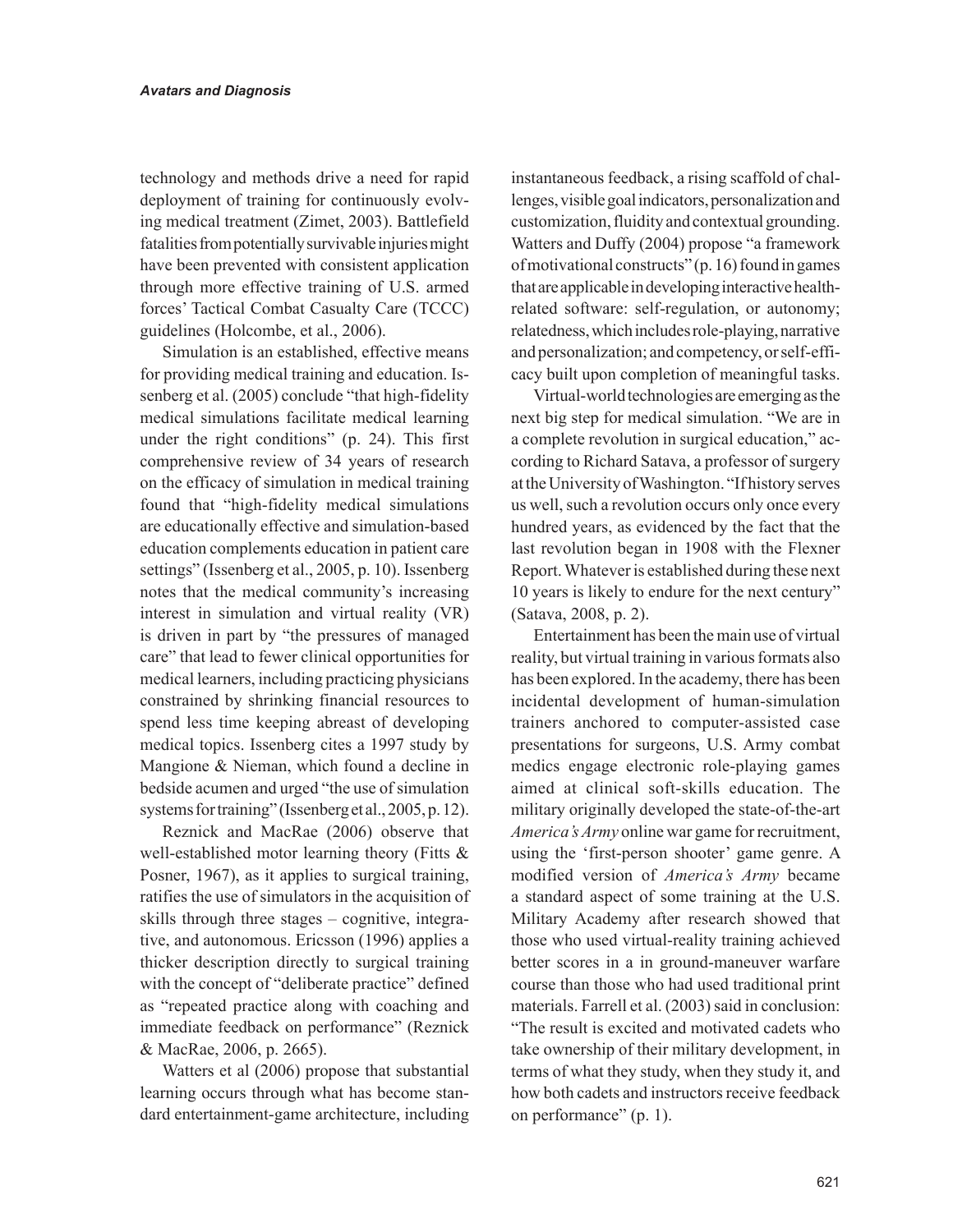technology and methods drive a need for rapid deployment of training for continuously evolving medical treatment (Zimet, 2003). Battlefield fatalities from potentially survivable injuries might have been prevented with consistent application through more effective training of U.S. armed forces' Tactical Combat Casualty Care (TCCC) guidelines (Holcombe, et al., 2006).

Simulation is an established, effective means for providing medical training and education. Issenberg et al. (2005) conclude "that high-fidelity medical simulations facilitate medical learning under the right conditions" (p. 24). This first comprehensive review of 34 years of research on the efficacy of simulation in medical training found that "high-fidelity medical simulations are educationally effective and simulation-based education complements education in patient care settings" (Issenberg et al., 2005, p. 10). Issenberg notes that the medical community's increasing interest in simulation and virtual reality (VR) is driven in part by "the pressures of managed care" that lead to fewer clinical opportunities for medical learners, including practicing physicians constrained by shrinking financial resources to spend less time keeping abreast of developing medical topics. Issenberg cites a 1997 study by Mangione & Nieman, which found a decline in bedside acumen and urged "the use of simulation systems for training" (Issenberg et al., 2005, p. 12).

Reznick and MacRae (2006) observe that well-established motor learning theory (Fitts & Posner, 1967), as it applies to surgical training, ratifies the use of simulators in the acquisition of skills through three stages – cognitive, integrative, and autonomous. Ericsson (1996) applies a thicker description directly to surgical training with the concept of "deliberate practice" defined as "repeated practice along with coaching and immediate feedback on performance" (Reznick & MacRae, 2006, p. 2665).

Watters et al (2006) propose that substantial learning occurs through what has become standard entertainment-game architecture, including instantaneous feedback, a rising scaffold of challenges, visible goal indicators, personalization and customization, fluidity and contextual grounding. Watters and Duffy (2004) propose "a framework of motivational constructs" (p. 16) found in games that are applicable in developing interactive health-related software: self-regulation, or autonomy; relatedness, which includes role-playing, narrative and personalization; and competency, or self-efficacy built upon completion of meaningful tasks.

Virtual-world technologies are emerging as the next big step for medical simulation. "We are in a complete revolution in surgical education," according to Richard Satava, a professor of surgery at the University of Washington. "If history serves us well, such a revolution occurs only once every hundred years, as evidenced by the fact that the last revolution began in 1908 with the Flexner Report. Whatever is established during these next 10 years is likely to endure for the next century" (Satava, 2008, p. 2).

Entertainment has been the main use of virtual reality, but virtual training in various formats also has been explored. In the academy, there has been incidental development of human-simulation trainers anchored to computer-assisted case presentations for surgeons, U.S. Army combat medics engage electronic role-playing games aimed at clinical soft-skills education. The military originally developed the state-of-the-art *America's Army* online war game for recruitment, using the 'first-person shooter' game genre. A modified version of *America's Army* became a standard aspect of some training at the U.S. Military Academy after research showed that those who used virtual-reality training achieved better scores in a in ground-maneuver warfare course than those who had used traditional print materials. Farrell et al. (2003) said in conclusion: "The result is excited and motivated cadets who take ownership of their military development, in terms of what they study, when they study it, and how both cadets and instructors receive feedback on performance" (p. 1).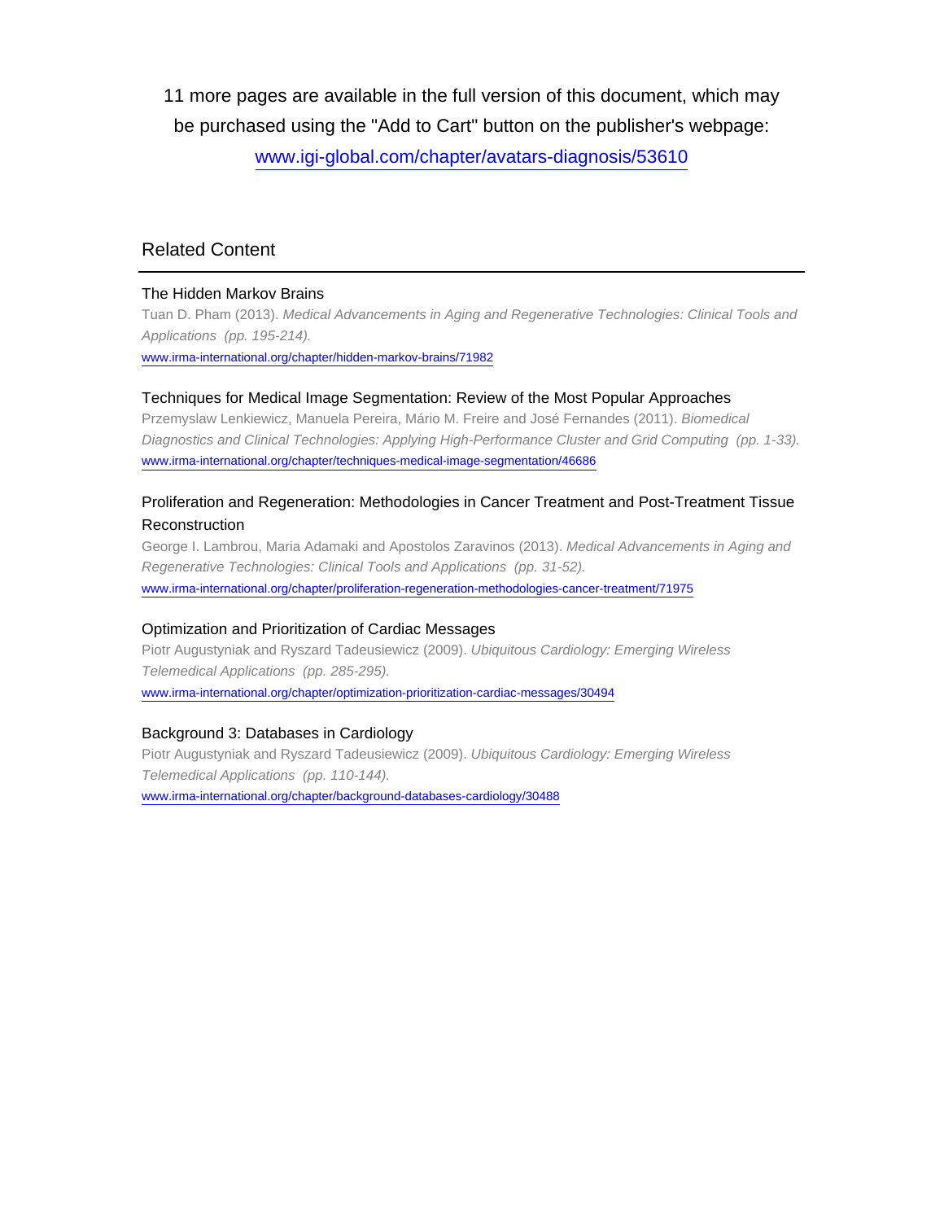11 more pages are available in the full version of this document, which may be purchased using the "Add to Cart" button on the publisher's webpage: [www.igi-global.com/chapter/avatars-diagnosis/53610](www.igi-global.com/chapter/avatars-diagnosis/53610)

## Related Content

**The Hidden Markov Brains**
Tuan D. Pham (2013). *Medical Advancements in Aging and Regenerative Technologies: Clinical Tools and Applications (pp. 195-214).*
[www.irma-international.org/chapter/hidden-markov-brains/71982](www.irma-international.org/chapter/hidden-markov-brains/71982)

**Techniques for Medical Image Segmentation: Review of the Most Popular Approaches**
Przemyslaw Lenkiewicz, Manuela Pereira, Mário M. Freire and José Fernandes (2011). *Biomedical Diagnostics and Clinical Technologies: Applying High-Performance Cluster and Grid Computing (pp. 1-33).*
[www.irma-international.org/chapter/techniques-medical-image-segmentation/46686](www.irma-international.org/chapter/techniques-medical-image-segmentation/46686)

**Proliferation and Regeneration: Methodologies in Cancer Treatment and Post-Treatment Tissue Reconstruction**
George I. Lambrou, Maria Adamaki and Apostolos Zaravinos (2013). *Medical Advancements in Aging and Regenerative Technologies: Clinical Tools and Applications (pp. 31-52).*
[www.irma-international.org/chapter/proliferation-regeneration-methodologies-cancer-treatment/71975](www.irma-international.org/chapter/proliferation-regeneration-methodologies-cancer-treatment/71975)

**Optimization and Prioritization of Cardiac Messages**
Piotr Augustyniak and Ryszard Tadeusiewicz (2009). *Ubiquitous Cardiology: Emerging Wireless Telemedical Applications (pp. 285-295).*
[www.irma-international.org/chapter/optimization-prioritization-cardiac-messages/30494](www.irma-international.org/chapter/optimization-prioritization-cardiac-messages/30494)

**Background 3: Databases in Cardiology**
Piotr Augustyniak and Ryszard Tadeusiewicz (2009). *Ubiquitous Cardiology: Emerging Wireless Telemedical Applications (pp. 110-144).*
[www.irma-international.org/chapter/background-databases-cardiology/30488](www.irma-international.org/chapter/background-databases-cardiology/30488)